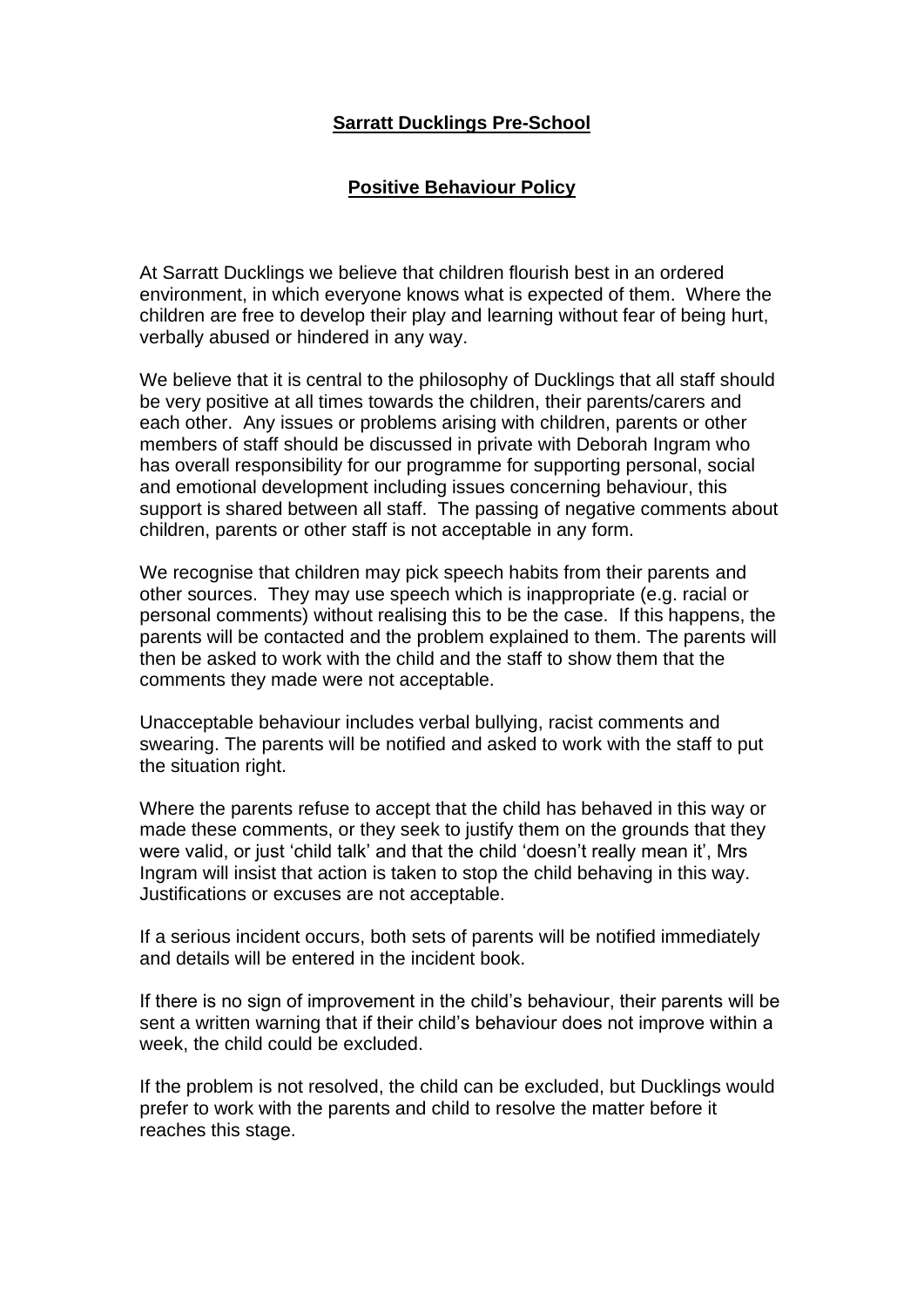# Sarratt Ducklings Pre-School

## Positive Behaviour Policy

At Sarratt Ducklings we believe that children flourish best in an ordered environment, in which everyone knows what is expected of them. Where the children are free to develop their play and learning without fear of being hurt, verbally abused or hindered in any way.

We believe that it is central to the philosophy of Ducklings that all staff should be very positive at all times towards the children, their parents/carers and each other. Any issues or problems arising with children, parents or other members of staff should be discussed in private with Deborah Ingram who has overall responsibility for our programme for supporting personal, social and emotional development including issues concerning behaviour, this support is shared between all staff. The passing of negative comments about children, parents or other staff is not acceptable in any form.

We recognise that children may pick speech habits from their parents and other sources. They may use speech which is inappropriate (e.g. racial or personal comments) without realising this to be the case. If this happens, the parents will be contacted and the problem explained to them. The parents will then be asked to work with the child and the staff to show them that the comments they made were not acceptable.

Unacceptable behaviour includes verbal bullying, racist comments and swearing. The parents will be notified and asked to work with the staff to put the situation right.

Where the parents refuse to accept that the child has behaved in this way or made these comments, or they seek to justify them on the grounds that they were valid, or just 'child talk' and that the child 'doesn't really mean it', Mrs Ingram will insist that action is taken to stop the child behaving in this way. Justifications or excuses are not acceptable.

If a serious incident occurs, both sets of parents will be notified immediately and details will be entered in the incident book.

If there is no sign of improvement in the child's behaviour, their parents will be sent a written warning that if their child's behaviour does not improve within a week, the child could be excluded.

If the problem is not resolved, the child can be excluded, but Ducklings would prefer to work with the parents and child to resolve the matter before it reaches this stage.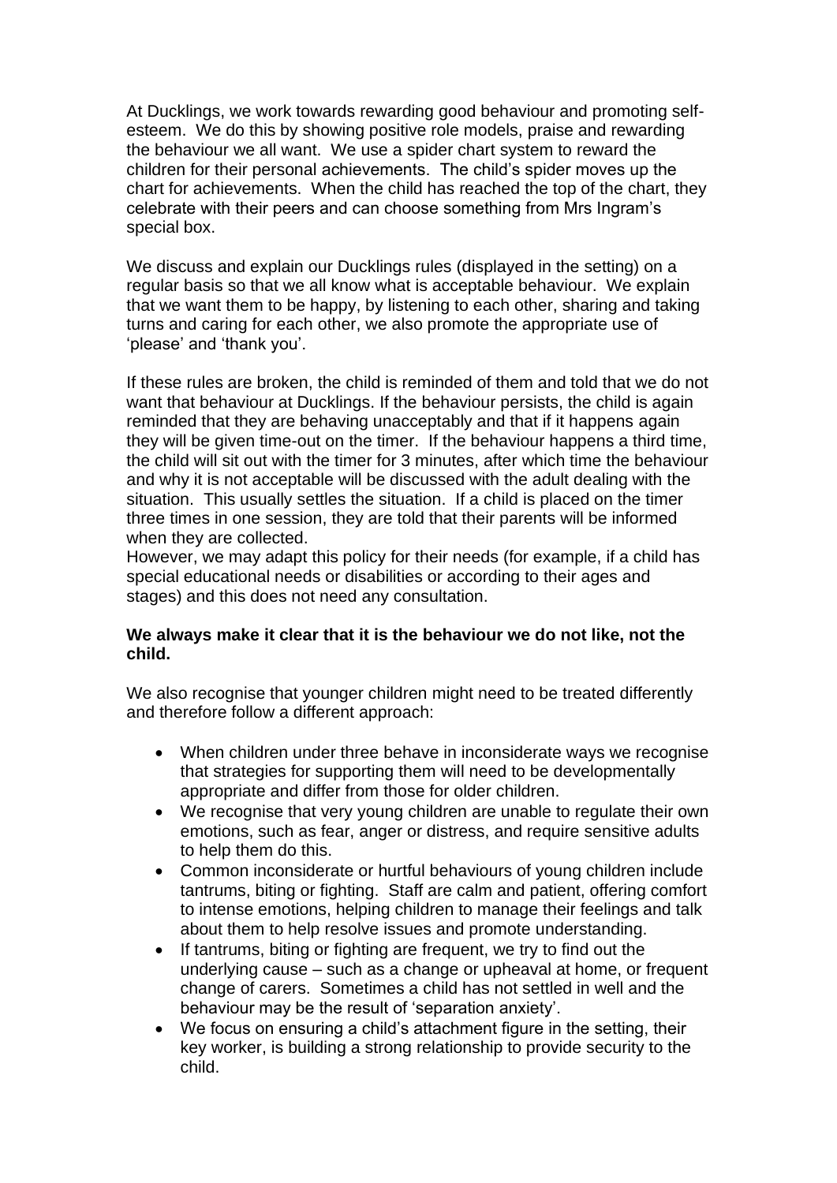At Ducklings, we work towards rewarding good behaviour and promoting self-esteem. We do this by showing positive role models, praise and rewarding the behaviour we all want. We use a spider chart system to reward the children for their personal achievements. The child's spider moves up the chart for achievements. When the child has reached the top of the chart, they celebrate with their peers and can choose something from Mrs Ingram's special box.

We discuss and explain our Ducklings rules (displayed in the setting) on a regular basis so that we all know what is acceptable behaviour. We explain that we want them to be happy, by listening to each other, sharing and taking turns and caring for each other, we also promote the appropriate use of 'please' and 'thank you'.

If these rules are broken, the child is reminded of them and told that we do not want that behaviour at Ducklings. If the behaviour persists, the child is again reminded that they are behaving unacceptably and that if it happens again they will be given time-out on the timer. If the behaviour happens a third time, the child will sit out with the timer for 3 minutes, after which time the behaviour and why it is not acceptable will be discussed with the adult dealing with the situation. This usually settles the situation. If a child is placed on the timer three times in one session, they are told that their parents will be informed when they are collected.
However, we may adapt this policy for their needs (for example, if a child has special educational needs or disabilities or according to their ages and stages) and this does not need any consultation.

**We always make it clear that it is the behaviour we do not like, not the child.**

We also recognise that younger children might need to be treated differently and therefore follow a different approach:

- When children under three behave in inconsiderate ways we recognise that strategies for supporting them will need to be developmentally appropriate and differ from those for older children.
- We recognise that very young children are unable to regulate their own emotions, such as fear, anger or distress, and require sensitive adults to help them do this.
- Common inconsiderate or hurtful behaviours of young children include tantrums, biting or fighting. Staff are calm and patient, offering comfort to intense emotions, helping children to manage their feelings and talk about them to help resolve issues and promote understanding.
- If tantrums, biting or fighting are frequent, we try to find out the underlying cause – such as a change or upheaval at home, or frequent change of carers. Sometimes a child has not settled in well and the behaviour may be the result of 'separation anxiety'.
- We focus on ensuring a child's attachment figure in the setting, their key worker, is building a strong relationship to provide security to the child.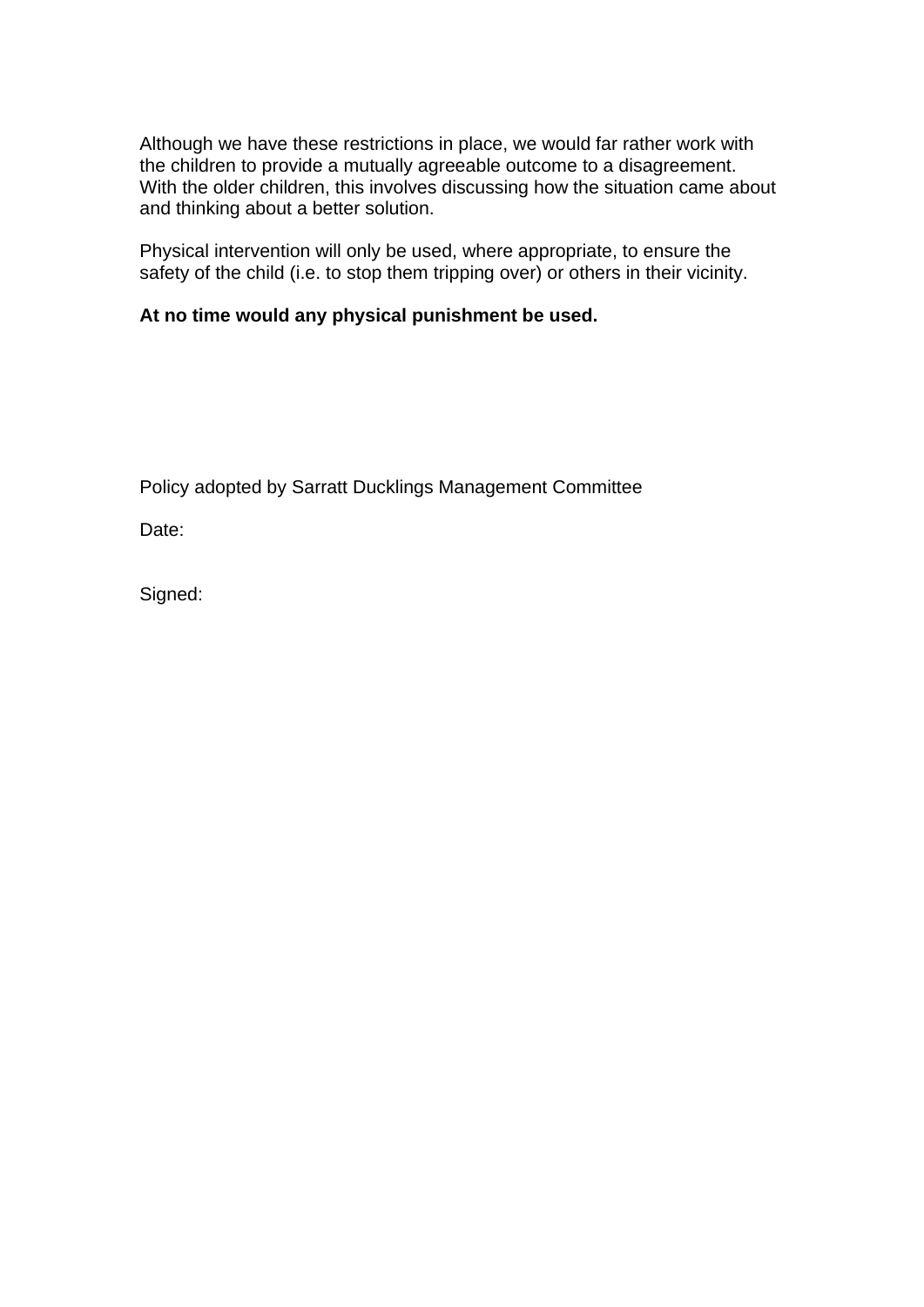Although we have these restrictions in place, we would far rather work with the children to provide a mutually agreeable outcome to a disagreement. With the older children, this involves discussing how the situation came about and thinking about a better solution.

Physical intervention will only be used, where appropriate, to ensure the safety of the child (i.e. to stop them tripping over) or others in their vicinity.

**At no time would any physical punishment be used.**

Policy adopted by Sarratt Ducklings Management Committee

Date:

Signed: